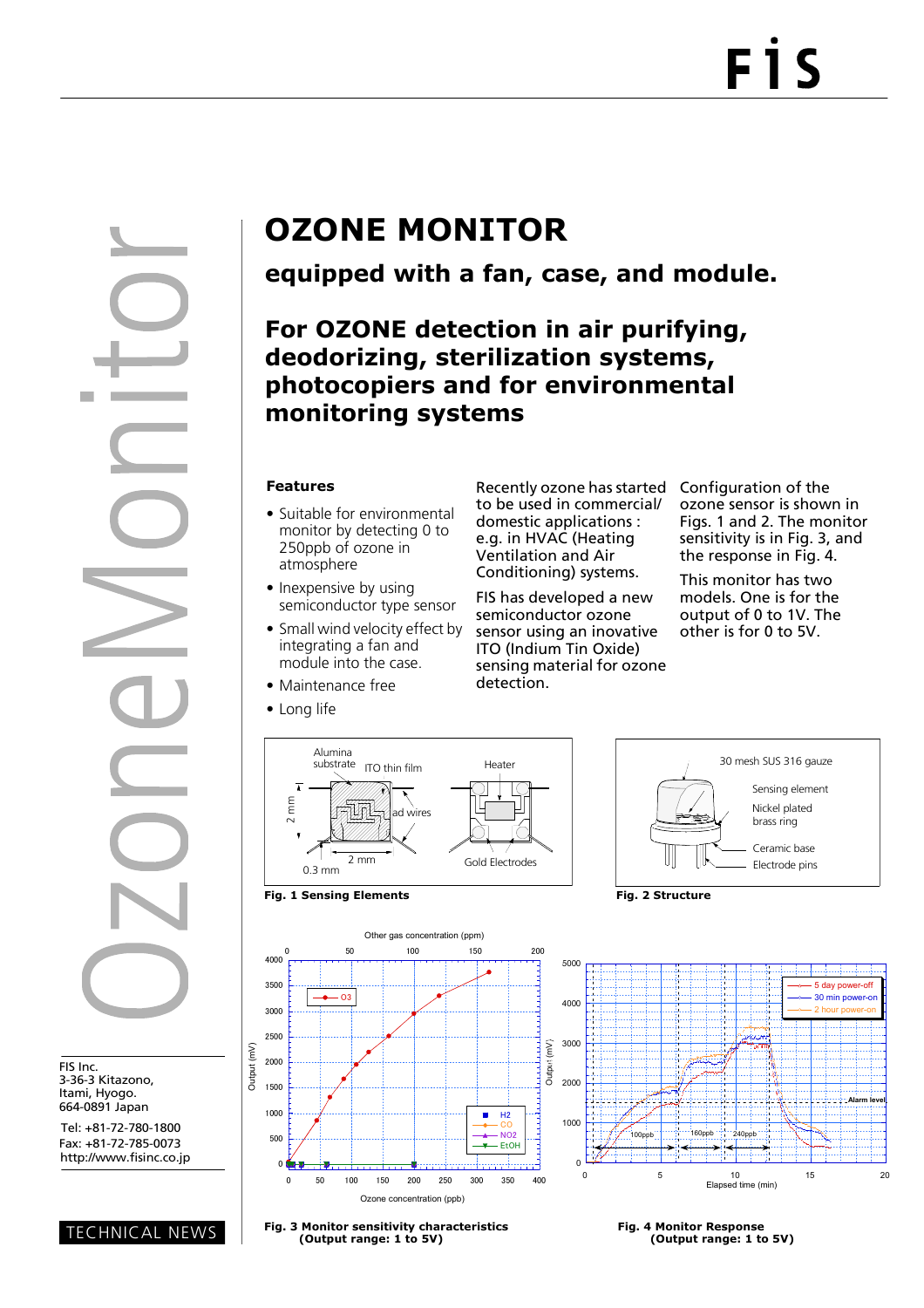# OZONE MONITOR

## equipped with a fan, case, and module.

## For OZONE detection in air purifying, deodorizing, sterilization systems, photocopiers and for environmental monitoring systems

### Features

- Suitable for environmental monitor by detecting 0 to 250ppb of ozone in atmosphere
- Inexpensive by using semiconductor type sensor
- Small wind velocity effect by integrating a fan and module into the case.
- Maintenance free
- Long life

Recently ozone has started to be used in commercial/ domestic applications : e.g. in HVAC (Heating Ventilation and Air Conditioning) systems.

FIS has developed a new semiconductor ozone sensor using an inovative ITO (Indium Tin Oxide) sensing material for ozone detection.

Configuration of the ozone sensor is shown in Figs. 1 and 2. The monitor sensitivity is in Fig. 3, and the response in Fig. 4.

This monitor has two models. One is for the output of 0 to 1V. The other is for 0 to 5V.

**Fig. 1 Sensing Elements**

**Fig. 2 Structure**

**Fig. 3 Monitor sensitivity characteristics (Output range: 1 to 5V)**

**Fig. 4 Monitor Response (Output range: 1 to 5V)**

FIS Inc.
3-36-3 Kitazono,
Itami, Hyogo.
664-0891 Japan

Tel: +81-72-780-1800
Fax: +81-72-785-0073
http://www.fisinc.co.jp

TECHNICAL NEWS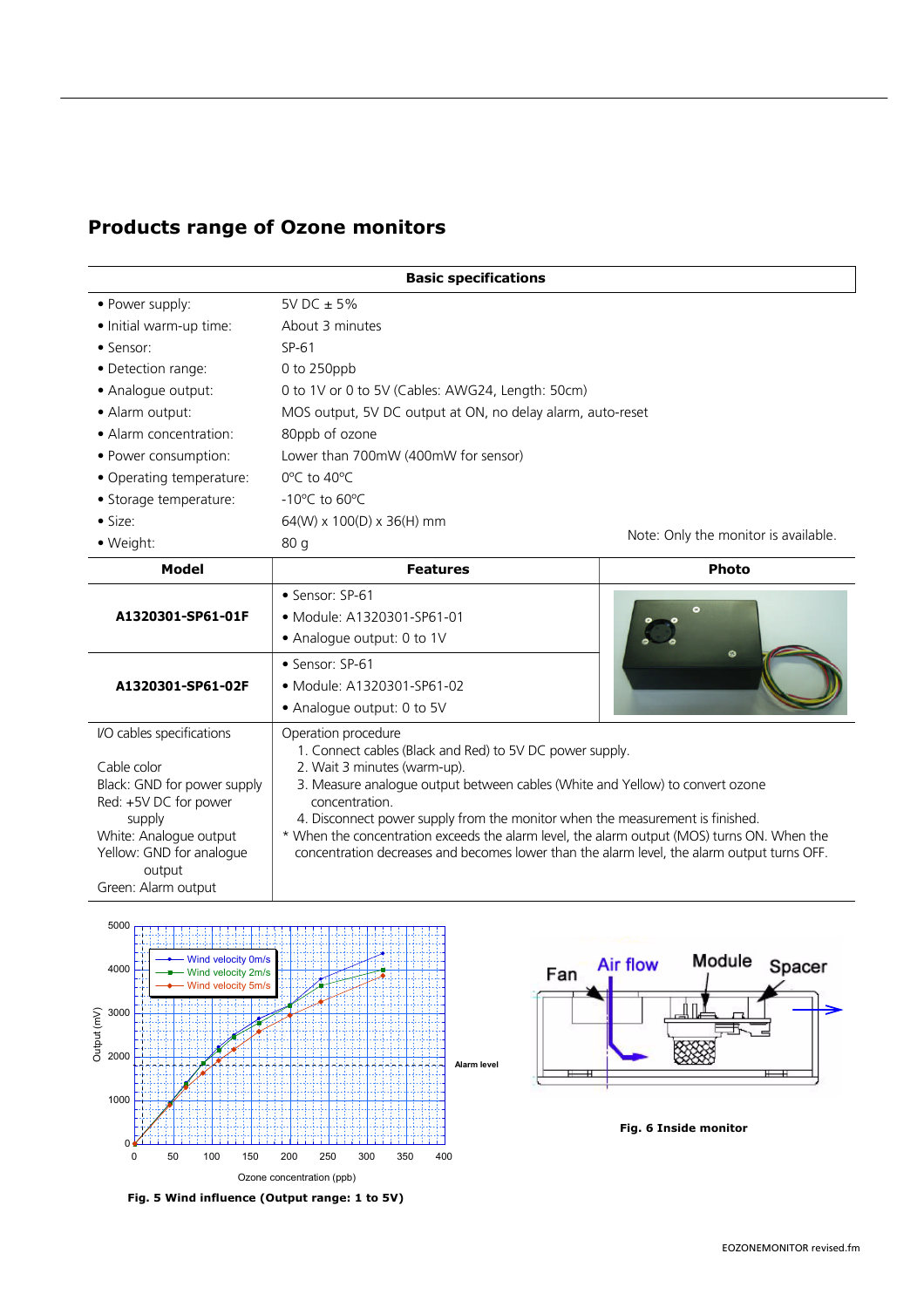## Products range of Ozone monitors

| Basic specifications | |
|---|---|
| • Power supply: | 5V DC ± 5% |
| • Initial warm-up time: | About 3 minutes |
| • Sensor: | SP-61 |
| • Detection range: | 0 to 250ppb |
| • Analogue output: | 0 to 1V or 0 to 5V (Cables: AWG24, Length: 50cm) |
| • Alarm output: | MOS output, 5V DC output at ON, no delay alarm, auto-reset |
| • Alarm concentration: | 80ppb of ozone |
| • Power consumption: | Lower than 700mW (400mW for sensor) |
| • Operating temperature: | 0°C to 40°C |
| • Storage temperature: | -10°C to 60°C |
| • Size: | 64(W) x 100(D) x 36(H) mm |
| • Weight: | 80 g |

Note: Only the monitor is available.

| Model | Features | Photo |
|---|---|---|
| **A1320301-SP61-01F** | • Sensor: SP-61<br>• Module: A1320301-SP61-01<br>• Analogue output: 0 to 1V | |
| **A1320301-SP61-02F** | • Sensor: SP-61<br>• Module: A1320301-SP61-02<br>• Analogue output: 0 to 5V | |

| I/O cables specifications | Operation procedure |
|---|---|
| Cable color<br>Black: GND for power supply<br>Red: +5V DC for power supply<br>White: Analogue output<br>Yellow: GND for analogue output<br>Green: Alarm output | 1. Connect cables (Black and Red) to 5V DC power supply.<br>2. Wait 3 minutes (warm-up).<br>3. Measure analogue output between cables (White and Yellow) to convert ozone concentration.<br>4. Disconnect power supply from the monitor when the measurement is finished.<br>* When the concentration exceeds the alarm level, the alarm output (MOS) turns ON. When the concentration decreases and becomes lower than the alarm level, the alarm output turns OFF. |

Output (mV)
5000
4000
3000
2000
1000
0
0 50 100 150 200 250 300 350 400
Ozone concentration (ppb)
Wind velocity 0m/s
Wind velocity 2m/s
Wind velocity 5m/s
Alarm level

**Fig. 5 Wind influence (Output range: 1 to 5V)**

Fan
Air flow
Module
Spacer

**Fig. 6 Inside monitor**